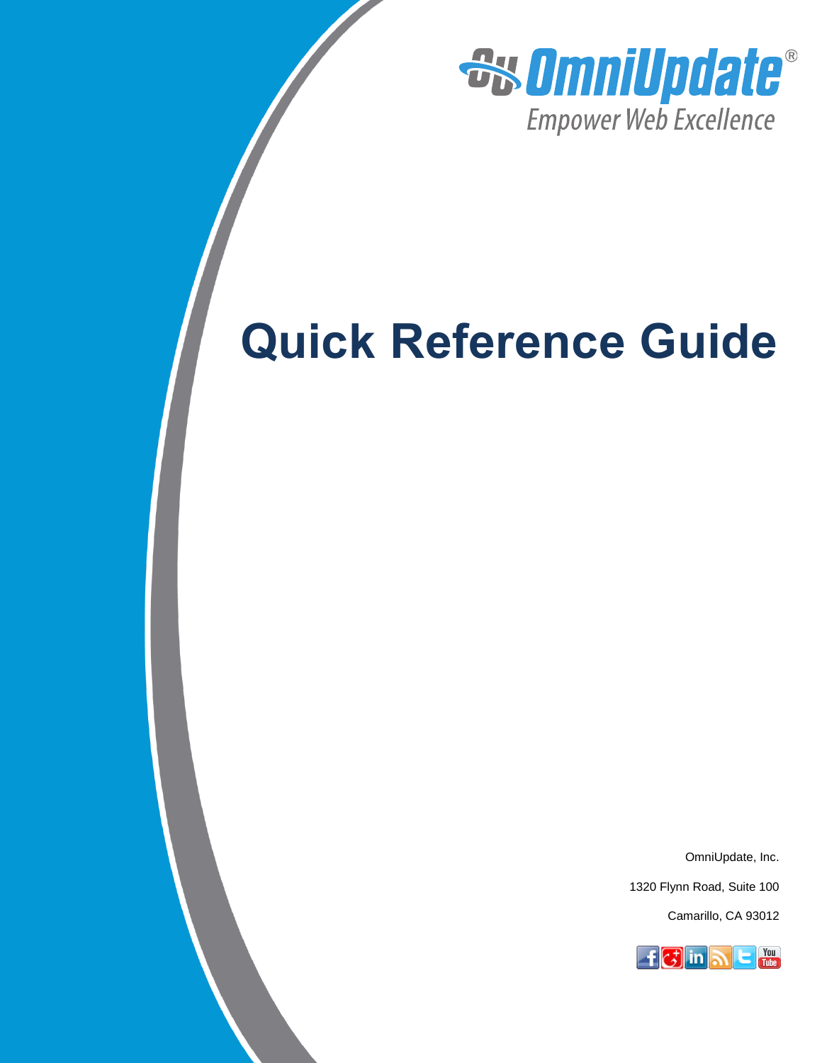OmniUpdate®

Empower Web Excellence

# Quick Reference Guide

OmniUpdate, Inc.

1320 Flynn Road, Suite 100

Camarillo, CA 93012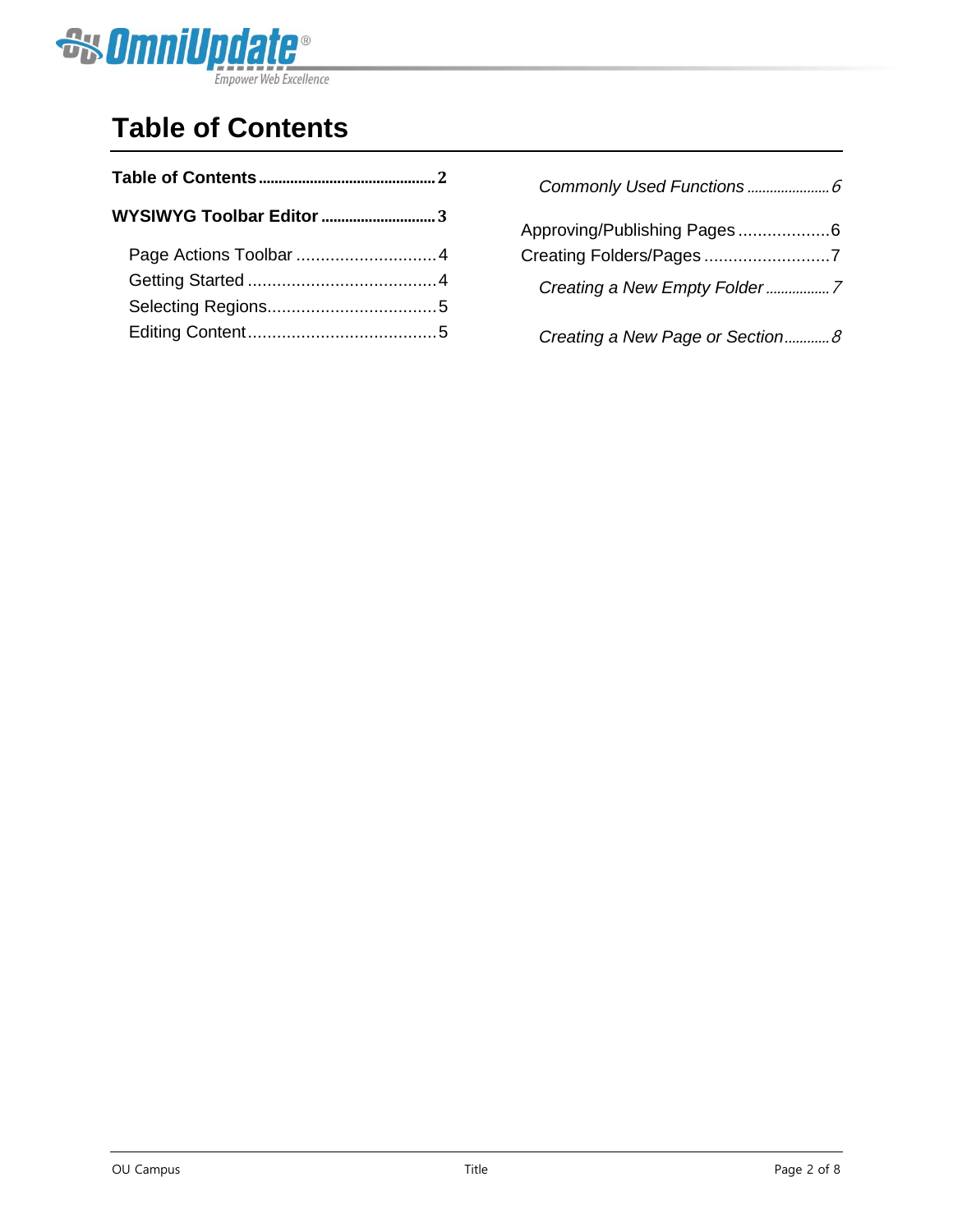# Table of Contents

**Table of Contents** ............................................ 2

**WYSIWYG Toolbar Editor** ............................ 3

- Page Actions Toolbar ............................ 4
- Getting Started ....................................... 4
- Selecting Regions.................................. 5
- Editing Content....................................... 5
    - *Commonly Used Functions ...................... 6*

Approving/Publishing Pages .................. 6

Creating Folders/Pages .......................... 7

- *Creating a New Empty Folder ................. 7*
- *Creating a New Page or Section............ 8*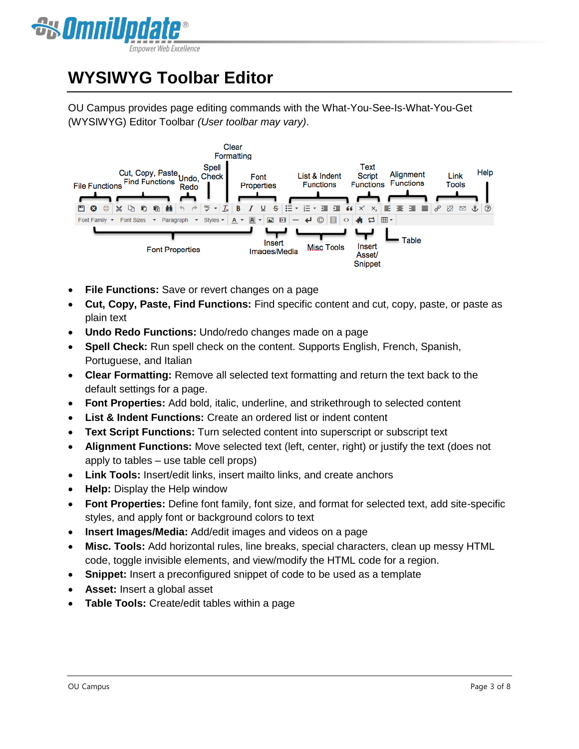# WYSIWYG Toolbar Editor

OU Campus provides page editing commands with the What-You-See-Is-What-You-Get (WYSIWYG) Editor Toolbar *(User toolbar may vary)*.

- **File Functions:** Save or revert changes on a page
- **Cut, Copy, Paste, Find Functions:** Find specific content and cut, copy, paste, or paste as plain text
- **Undo Redo Functions:** Undo/redo changes made on a page
- **Spell Check:** Run spell check on the content. Supports English, French, Spanish, Portuguese, and Italian
- **Clear Formatting:** Remove all selected text formatting and return the text back to the default settings for a page.
- **Font Properties:** Add bold, italic, underline, and strikethrough to selected content
- **List & Indent Functions:** Create an ordered list or indent content
- **Text Script Functions:** Turn selected content into superscript or subscript text
- **Alignment Functions:** Move selected text (left, center, right) or justify the text (does not apply to tables – use table cell props)
- **Link Tools:** Insert/edit links, insert mailto links, and create anchors
- **Help:** Display the Help window
- **Font Properties:** Define font family, font size, and format for selected text, add site-specific styles, and apply font or background colors to text
- **Insert Images/Media:** Add/edit images and videos on a page
- **Misc. Tools:** Add horizontal rules, line breaks, special characters, clean up messy HTML code, toggle invisible elements, and view/modify the HTML code for a region.
- **Snippet:** Insert a preconfigured snippet of code to be used as a template
- **Asset:** Insert a global asset
- **Table Tools:** Create/edit tables within a page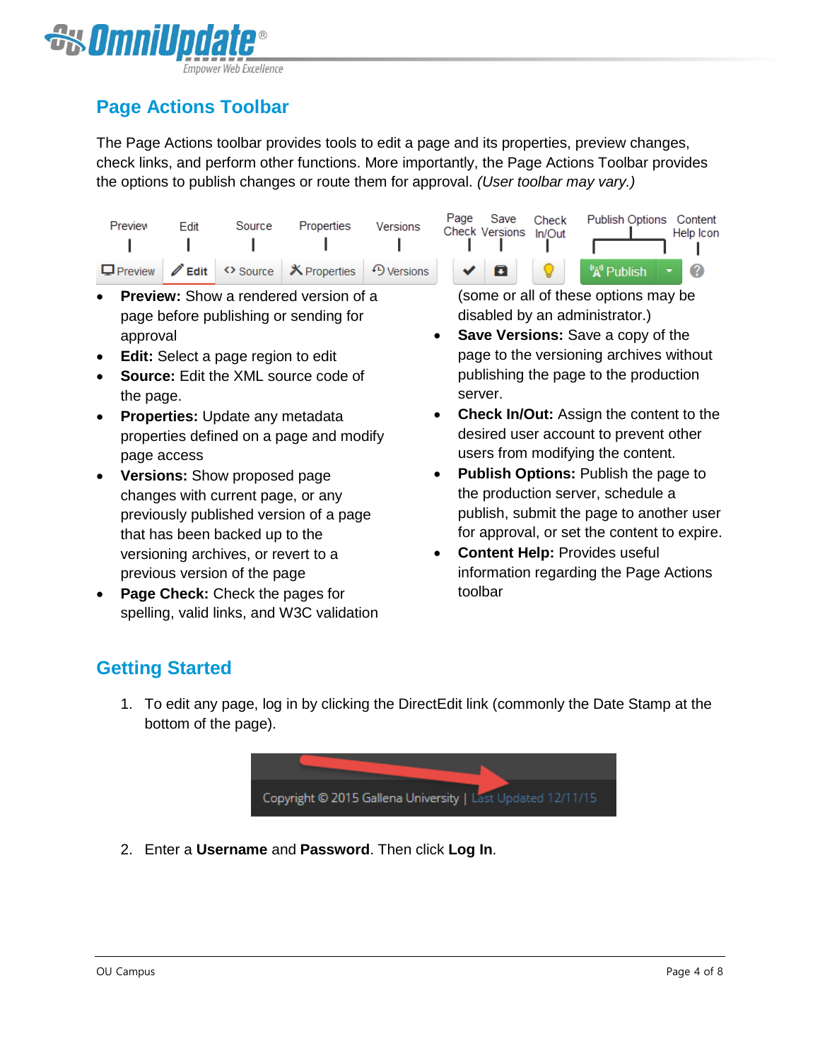## Page Actions Toolbar

The Page Actions toolbar provides tools to edit a page and its properties, preview changes, check links, and perform other functions. More importantly, the Page Actions Toolbar provides the options to publish changes or route them for approval. *(User toolbar may vary.)*

- **Preview:** Show a rendered version of a page before publishing or sending for approval
- **Edit:** Select a page region to edit
- **Source:** Edit the XML source code of the page.
- **Properties:** Update any metadata properties defined on a page and modify page access
- **Versions:** Show proposed page changes with current page, or any previously published version of a page that has been backed up to the versioning archives, or revert to a previous version of the page
- **Page Check:** Check the pages for spelling, valid links, and W3C validation (some or all of these options may be disabled by an administrator.)
- **Save Versions:** Save a copy of the page to the versioning archives without publishing the page to the production server.
- **Check In/Out:** Assign the content to the desired user account to prevent other users from modifying the content.
- **Publish Options:** Publish the page to the production server, schedule a publish, submit the page to another user for approval, or set the content to expire.
- **Content Help:** Provides useful information regarding the Page Actions toolbar

## Getting Started

1. To edit any page, log in by clicking the DirectEdit link (commonly the Date Stamp at the bottom of the page).
2. Enter a **Username** and **Password**. Then click **Log In**.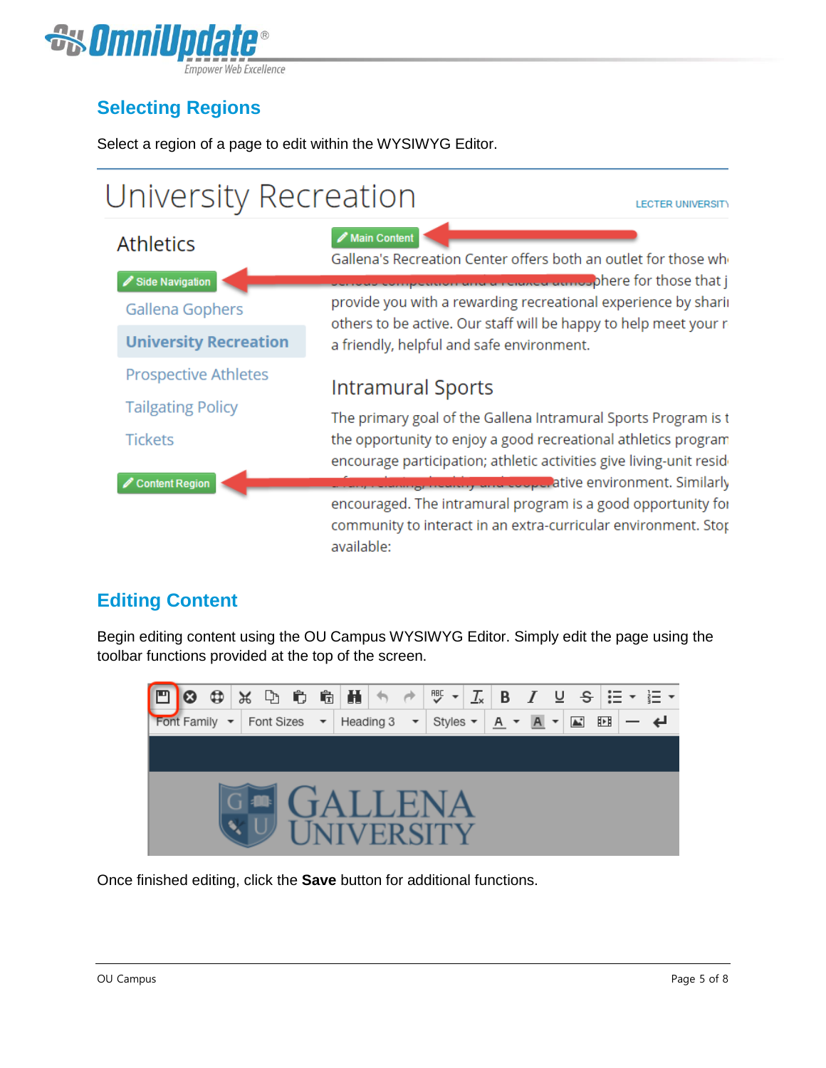## Selecting Regions

Select a region of a page to edit within the WYSIWYG Editor.

## Editing Content

Begin editing content using the OU Campus WYSIWYG Editor. Simply edit the page using the toolbar functions provided at the top of the screen.

Once finished editing, click the **Save** button for additional functions.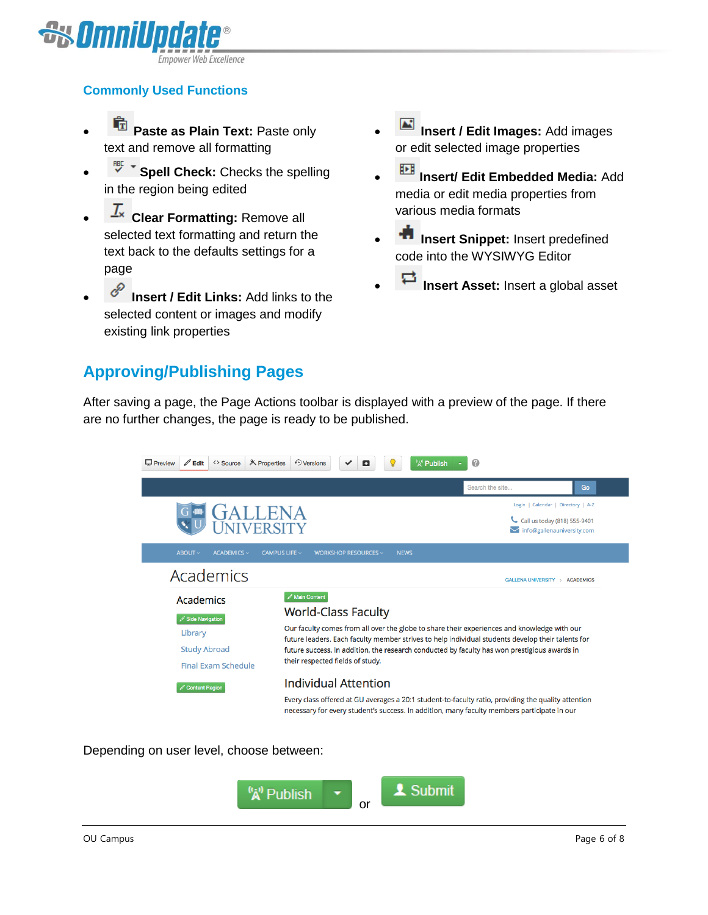## Commonly Used Functions

- **Paste as Plain Text:** Paste only text and remove all formatting
- **Spell Check:** Checks the spelling in the region being edited
- **Clear Formatting:** Remove all selected text formatting and return the text back to the defaults settings for a page
- **Insert / Edit Links:** Add links to the selected content or images and modify existing link properties
- **Insert / Edit Images:** Add images or edit selected image properties
- **Insert/ Edit Embedded Media:** Add media or edit media properties from various media formats
- **Insert Snippet:** Insert predefined code into the WYSIWYG Editor
- **Insert Asset:** Insert a global asset

# Approving/Publishing Pages

After saving a page, the Page Actions toolbar is displayed with a preview of the page. If there are no further changes, the page is ready to be published.

Depending on user level, choose between:

Publish or Submit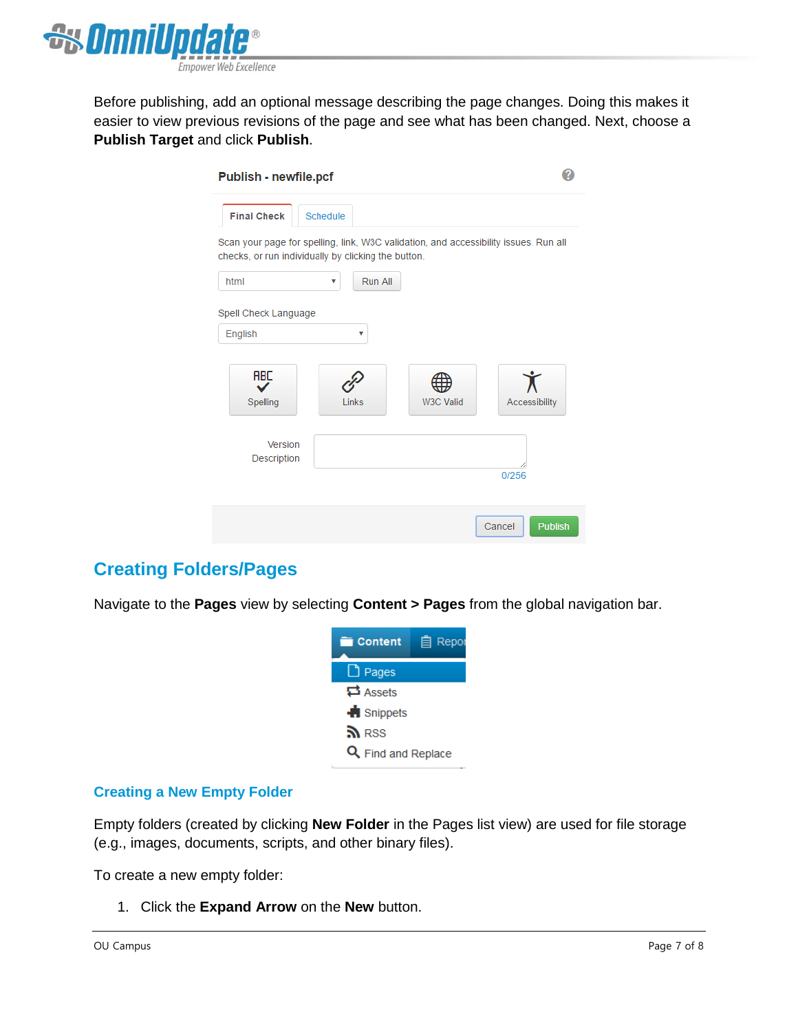Before publishing, add an optional message describing the page changes. Doing this makes it easier to view previous revisions of the page and see what has been changed. Next, choose a **Publish Target** and click **Publish**.

## Creating Folders/Pages

Navigate to the **Pages** view by selecting **Content > Pages** from the global navigation bar.

### Creating a New Empty Folder

Empty folders (created by clicking **New Folder** in the Pages list view) are used for file storage (e.g., images, documents, scripts, and other binary files).

To create a new empty folder:

1. Click the **Expand Arrow** on the **New** button.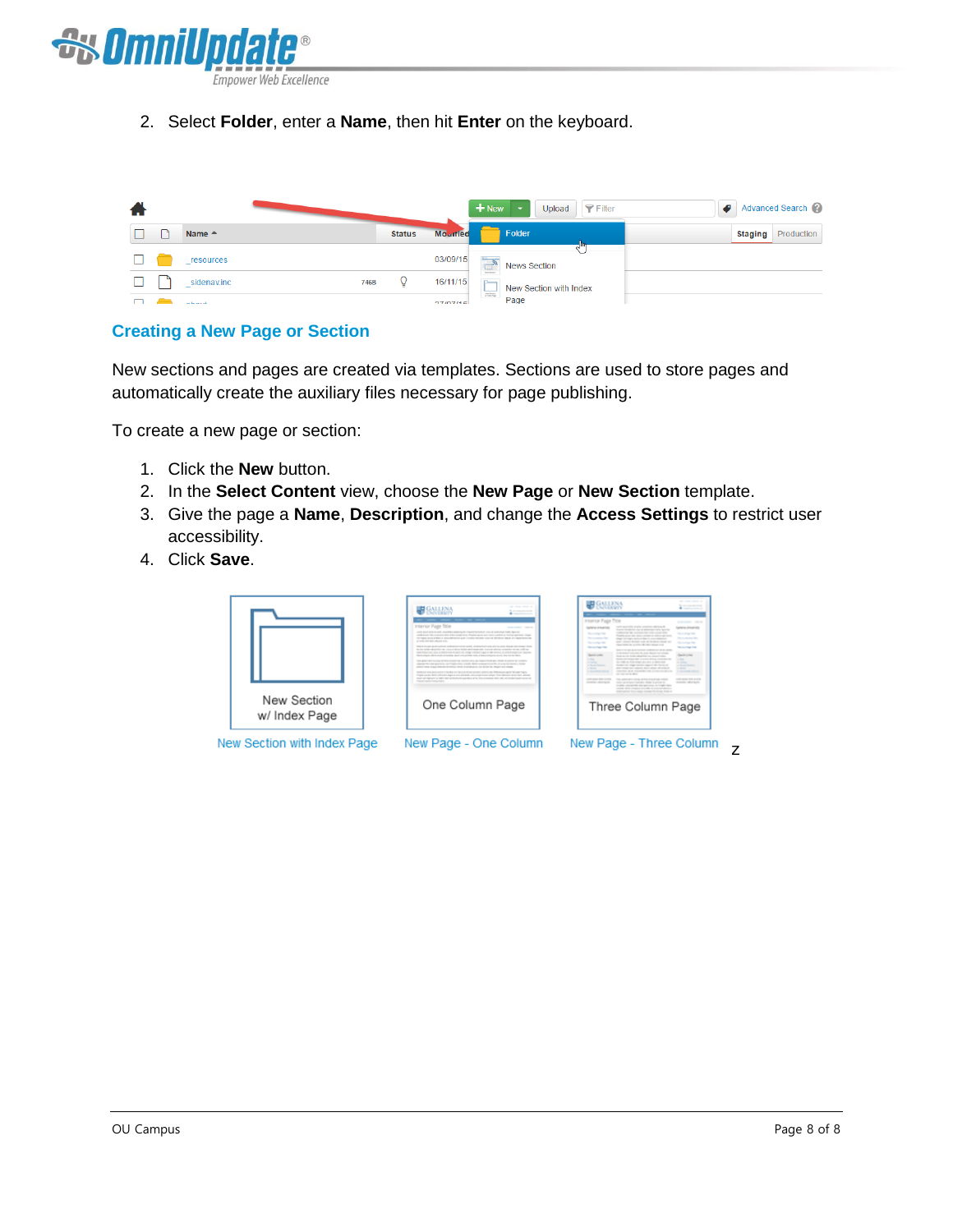2. Select **Folder**, enter a **Name**, then hit **Enter** on the keyboard.

## Creating a New Page or Section

New sections and pages are created via templates. Sections are used to store pages and automatically create the auxiliary files necessary for page publishing.

To create a new page or section:

1. Click the **New** button.
2. In the **Select Content** view, choose the **New Page** or **New Section** template.
3. Give the page a **Name**, **Description**, and change the **Access Settings** to restrict user accessibility.
4. Click **Save**.

New Section with Index Page    New Page - One Column    New Page - Three Column    z